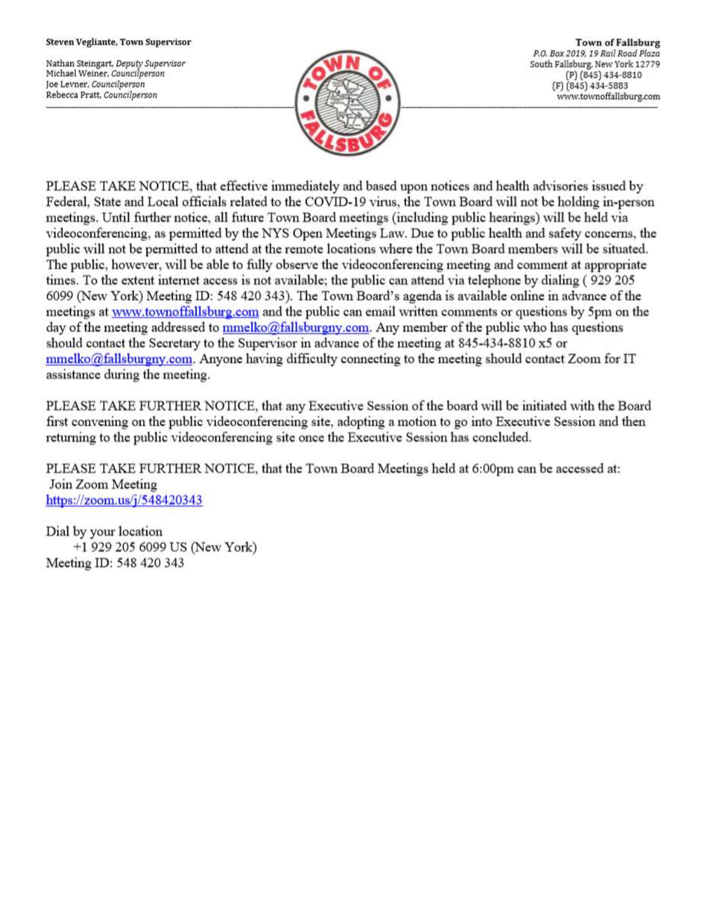**Steven Vegliante, Town Supervisor**

Nathan Steingart, *Deputy Supervisor*
Michael Weiner, *Councilperson*
Joe Levner, *Councilperson*
Rebecca Pratt, *Councilperson*

**Town of Fallsburg**
*P.O. Box 2019, 19 Rail Road Plaza*
South Fallsburg, New York 12779
(P) (845) 434-8810
(F) (845) 434-5883
www.townoffallsburg.com

---

PLEASE TAKE NOTICE, that effective immediately and based upon notices and health advisories issued by Federal, State and Local officials related to the COVID-19 virus, the Town Board will not be holding in-person meetings. Until further notice, all future Town Board meetings (including public hearings) will be held via videoconferencing, as permitted by the NYS Open Meetings Law. Due to public health and safety concerns, the public will not be permitted to attend at the remote locations where the Town Board members will be situated. The public, however, will be able to fully observe the videoconferencing meeting and comment at appropriate times. To the extent internet access is not available; the public can attend via telephone by dialing ( 929 205 6099 (New York) Meeting ID: 548 420 343). The Town Board's agenda is available online in advance of the meetings at [www.townoffallsburg.com](http://www.townoffallsburg.com) and the public can email written comments or questions by 5pm on the day of the meeting addressed to [mmelko@fallsburgny.com](mailto:mmelko@fallsburgny.com). Any member of the public who has questions should contact the Secretary to the Supervisor in advance of the meeting at 845-434-8810 x5 or [mmelko@fallsburgny.com](mailto:mmelko@fallsburgny.com). Anyone having difficulty connecting to the meeting should contact Zoom for IT assistance during the meeting.

PLEASE TAKE FURTHER NOTICE, that any Executive Session of the board will be initiated with the Board first convening on the public videoconferencing site, adopting a motion to go into Executive Session and then returning to the public videoconferencing site once the Executive Session has concluded.

PLEASE TAKE FURTHER NOTICE, that the Town Board Meetings held at 6:00pm can be accessed at:
Join Zoom Meeting
[https://zoom.us/j/548420343](https://zoom.us/j/548420343)

Dial by your location
+1 929 205 6099 US (New York)
Meeting ID: 548 420 343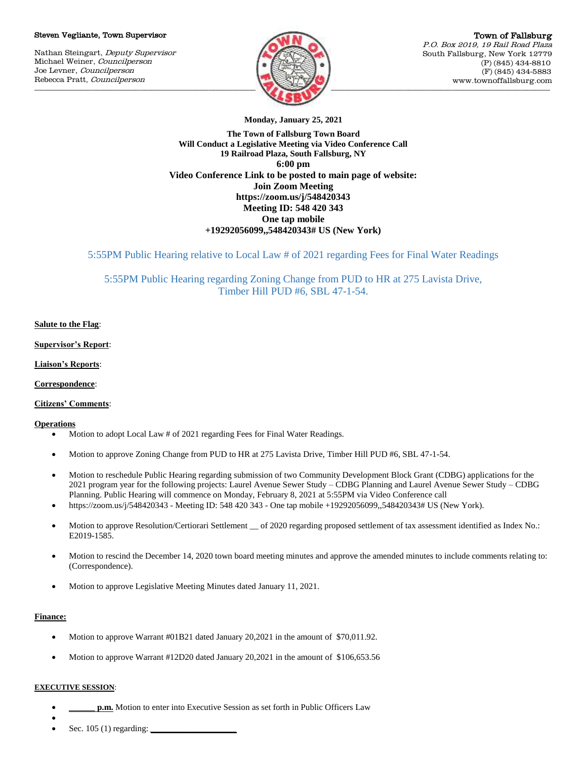Steven Vegliante, Town Supervisor

Nathan Steingart, *Deputy Supervisor*
Michael Weiner, *Councilperson*
Joe Levner, *Councilperson*
Rebecca Pratt, *Councilperson*

Town of Fallsburg
*P.O. Box 2019, 19 Rail Road Plaza*
South Fallsburg, New York 12779
(P) (845) 434-8810
(F) (845) 434-5883
www.townoffallsburg.com

**Monday, January 25, 2021**

**The Town of Fallsburg Town Board**
**Will Conduct a Legislative Meeting via Video Conference Call**
**19 Railroad Plaza, South Fallsburg, NY**
**6:00 pm**
**Video Conference Link to be posted to main page of website:**
**Join Zoom Meeting**
**https://zoom.us/j/548420343**
**Meeting ID: 548 420 343**
**One tap mobile**
**+19292056099,,548420343# US (New York)**

5:55PM Public Hearing relative to Local Law # of 2021 regarding Fees for Final Water Readings

5:55PM Public Hearing regarding Zoning Change from PUD to HR at 275 Lavista Drive, Timber Hill PUD #6, SBL 47-1-54.

**Salute to the Flag**:

**Supervisor's Report**:

**Liaison's Reports**:

**Correspondence**:

**Citizens' Comments**:

**Operations**

- Motion to adopt Local Law # of 2021 regarding Fees for Final Water Readings.
- Motion to approve Zoning Change from PUD to HR at 275 Lavista Drive, Timber Hill PUD #6, SBL 47-1-54.
- Motion to reschedule Public Hearing regarding submission of two Community Development Block Grant (CDBG) applications for the 2021 program year for the following projects: Laurel Avenue Sewer Study – CDBG Planning and Laurel Avenue Sewer Study – CDBG Planning. Public Hearing will commence on Monday, February 8, 2021 at 5:55PM via Video Conference call
- https://zoom.us/j/548420343 - Meeting ID: 548 420 343 - One tap mobile +19292056099,,548420343# US (New York).
- Motion to approve Resolution/Certiorari Settlement __ of 2020 regarding proposed settlement of tax assessment identified as Index No.: E2019-1585.
- Motion to rescind the December 14, 2020 town board meeting minutes and approve the amended minutes to include comments relating to: (Correspondence).
- Motion to approve Legislative Meeting Minutes dated January 11, 2021.

**Finance:**

- Motion to approve Warrant #01B21 dated January 20,2021 in the amount of $70,011.92.
- Motion to approve Warrant #12D20 dated January 20,2021 in the amount of $106,653.56

**EXECUTIVE SESSION**:

- **______ p.m.** Motion to enter into Executive Session as set forth in Public Officers Law
-
- Sec. 105 (1) regarding: ____________________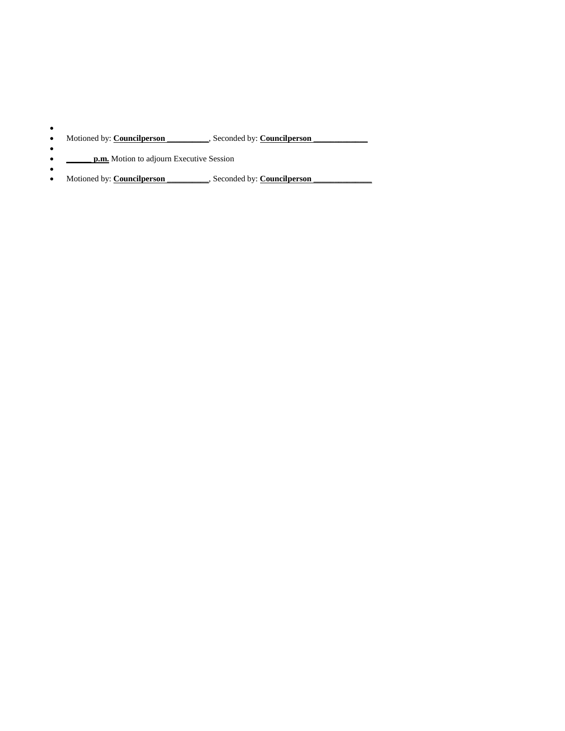- 
- Motioned by: **Councilperson __________**, Seconded by: **Councilperson _____________**
- 
- **_______ p.m.** Motion to adjourn Executive Session
- 
- Motioned by: **Councilperson __________**, Seconded by: **Councilperson ______________**